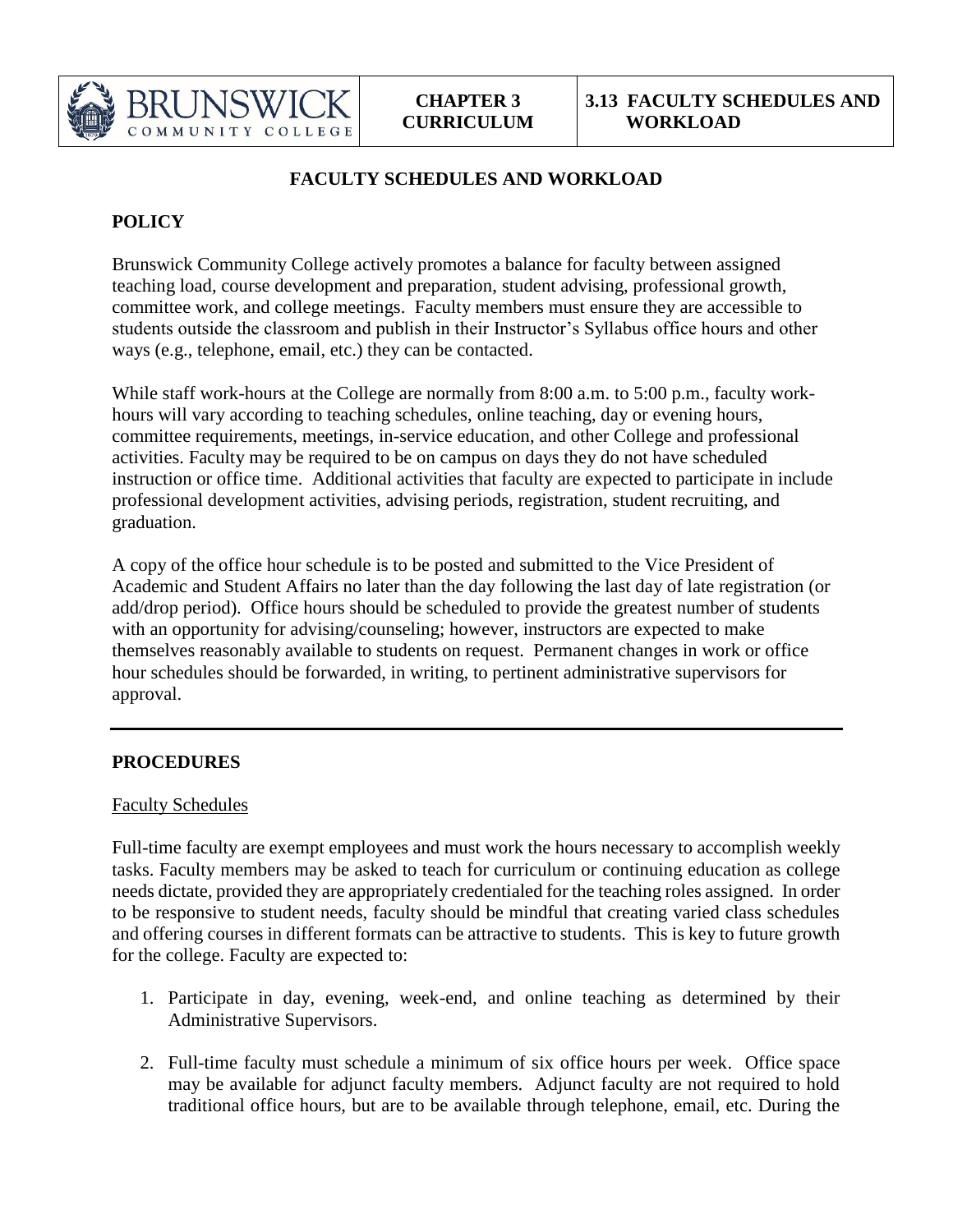# FACULTY SCHEDULES AND WORKLOAD

## POLICY

Brunswick Community College actively promotes a balance for faculty between assigned teaching load, course development and preparation, student advising, professional growth, committee work, and college meetings. Faculty members must ensure they are accessible to students outside the classroom and publish in their Instructor's Syllabus office hours and other ways (e.g., telephone, email, etc.) they can be contacted.

While staff work-hours at the College are normally from 8:00 a.m. to 5:00 p.m., faculty work-hours will vary according to teaching schedules, online teaching, day or evening hours, committee requirements, meetings, in-service education, and other College and professional activities. Faculty may be required to be on campus on days they do not have scheduled instruction or office time. Additional activities that faculty are expected to participate in include professional development activities, advising periods, registration, student recruiting, and graduation.

A copy of the office hour schedule is to be posted and submitted to the Vice President of Academic and Student Affairs no later than the day following the last day of late registration (or add/drop period). Office hours should be scheduled to provide the greatest number of students with an opportunity for advising/counseling; however, instructors are expected to make themselves reasonably available to students on request. Permanent changes in work or office hour schedules should be forwarded, in writing, to pertinent administrative supervisors for approval.

---

## PROCEDURES

### Faculty Schedules

Full-time faculty are exempt employees and must work the hours necessary to accomplish weekly tasks. Faculty members may be asked to teach for curriculum or continuing education as college needs dictate, provided they are appropriately credentialed for the teaching roles assigned. In order to be responsive to student needs, faculty should be mindful that creating varied class schedules and offering courses in different formats can be attractive to students. This is key to future growth for the college. Faculty are expected to:

1. Participate in day, evening, week-end, and online teaching as determined by their Administrative Supervisors.
2. Full-time faculty must schedule a minimum of six office hours per week. Office space may be available for adjunct faculty members. Adjunct faculty are not required to hold traditional office hours, but are to be available through telephone, email, etc. During the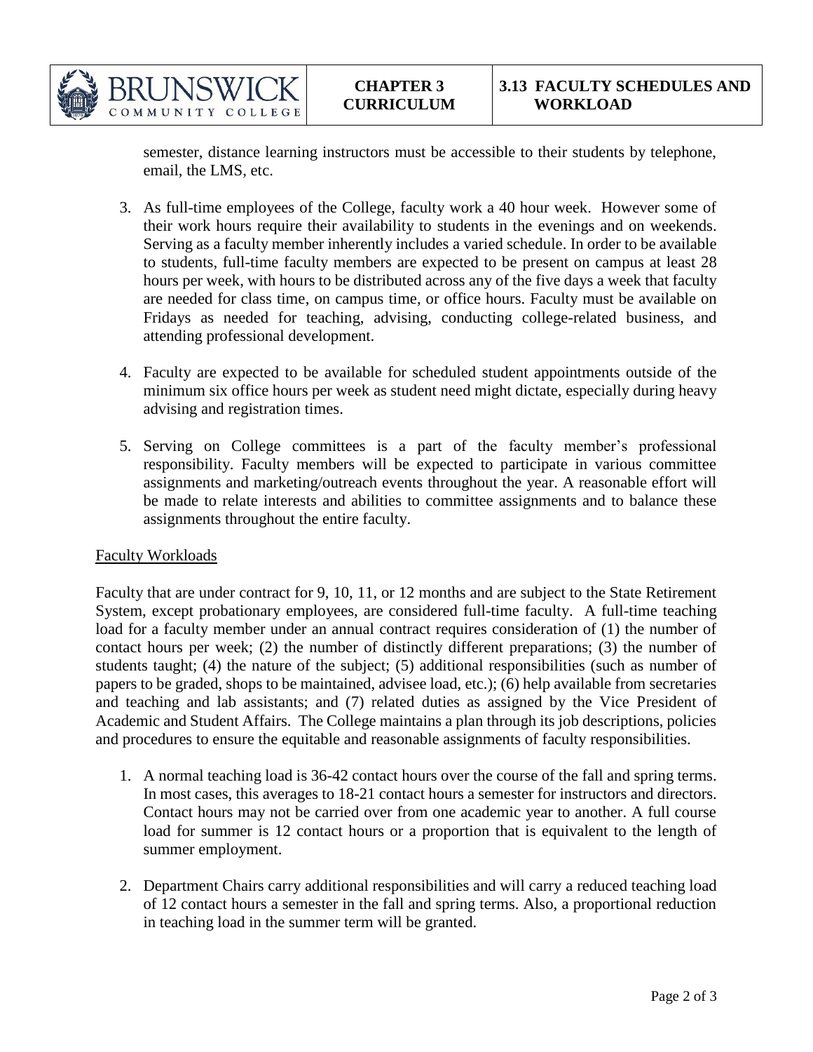semester, distance learning instructors must be accessible to their students by telephone, email, the LMS, etc.

3. As full-time employees of the College, faculty work a 40 hour week. However some of their work hours require their availability to students in the evenings and on weekends. Serving as a faculty member inherently includes a varied schedule. In order to be available to students, full-time faculty members are expected to be present on campus at least 28 hours per week, with hours to be distributed across any of the five days a week that faculty are needed for class time, on campus time, or office hours. Faculty must be available on Fridays as needed for teaching, advising, conducting college-related business, and attending professional development.

4. Faculty are expected to be available for scheduled student appointments outside of the minimum six office hours per week as student need might dictate, especially during heavy advising and registration times.

5. Serving on College committees is a part of the faculty member's professional responsibility. Faculty members will be expected to participate in various committee assignments and marketing/outreach events throughout the year. A reasonable effort will be made to relate interests and abilities to committee assignments and to balance these assignments throughout the entire faculty.

Faculty Workloads

Faculty that are under contract for 9, 10, 11, or 12 months and are subject to the State Retirement System, except probationary employees, are considered full-time faculty. A full-time teaching load for a faculty member under an annual contract requires consideration of (1) the number of contact hours per week; (2) the number of distinctly different preparations; (3) the number of students taught; (4) the nature of the subject; (5) additional responsibilities (such as number of papers to be graded, shops to be maintained, advisee load, etc.); (6) help available from secretaries and teaching and lab assistants; and (7) related duties as assigned by the Vice President of Academic and Student Affairs. The College maintains a plan through its job descriptions, policies and procedures to ensure the equitable and reasonable assignments of faculty responsibilities.

1. A normal teaching load is 36-42 contact hours over the course of the fall and spring terms. In most cases, this averages to 18-21 contact hours a semester for instructors and directors. Contact hours may not be carried over from one academic year to another. A full course load for summer is 12 contact hours or a proportion that is equivalent to the length of summer employment.

2. Department Chairs carry additional responsibilities and will carry a reduced teaching load of 12 contact hours a semester in the fall and spring terms. Also, a proportional reduction in teaching load in the summer term will be granted.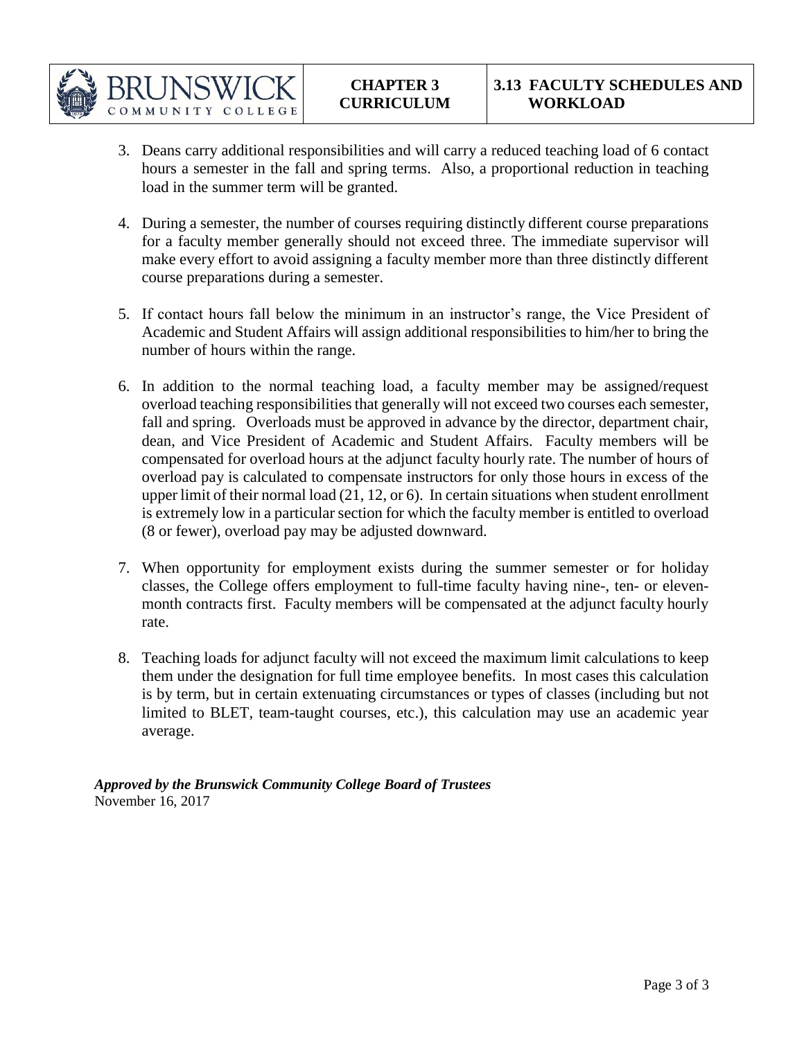3. Deans carry additional responsibilities and will carry a reduced teaching load of 6 contact hours a semester in the fall and spring terms. Also, a proportional reduction in teaching load in the summer term will be granted.

4. During a semester, the number of courses requiring distinctly different course preparations for a faculty member generally should not exceed three. The immediate supervisor will make every effort to avoid assigning a faculty member more than three distinctly different course preparations during a semester.

5. If contact hours fall below the minimum in an instructor's range, the Vice President of Academic and Student Affairs will assign additional responsibilities to him/her to bring the number of hours within the range.

6. In addition to the normal teaching load, a faculty member may be assigned/request overload teaching responsibilities that generally will not exceed two courses each semester, fall and spring. Overloads must be approved in advance by the director, department chair, dean, and Vice President of Academic and Student Affairs. Faculty members will be compensated for overload hours at the adjunct faculty hourly rate. The number of hours of overload pay is calculated to compensate instructors for only those hours in excess of the upper limit of their normal load (21, 12, or 6). In certain situations when student enrollment is extremely low in a particular section for which the faculty member is entitled to overload (8 or fewer), overload pay may be adjusted downward.

7. When opportunity for employment exists during the summer semester or for holiday classes, the College offers employment to full-time faculty having nine-, ten- or eleven-month contracts first. Faculty members will be compensated at the adjunct faculty hourly rate.

8. Teaching loads for adjunct faculty will not exceed the maximum limit calculations to keep them under the designation for full time employee benefits. In most cases this calculation is by term, but in certain extenuating circumstances or types of classes (including but not limited to BLET, team-taught courses, etc.), this calculation may use an academic year average.

***Approved by the Brunswick Community College Board of Trustees***
November 16, 2017